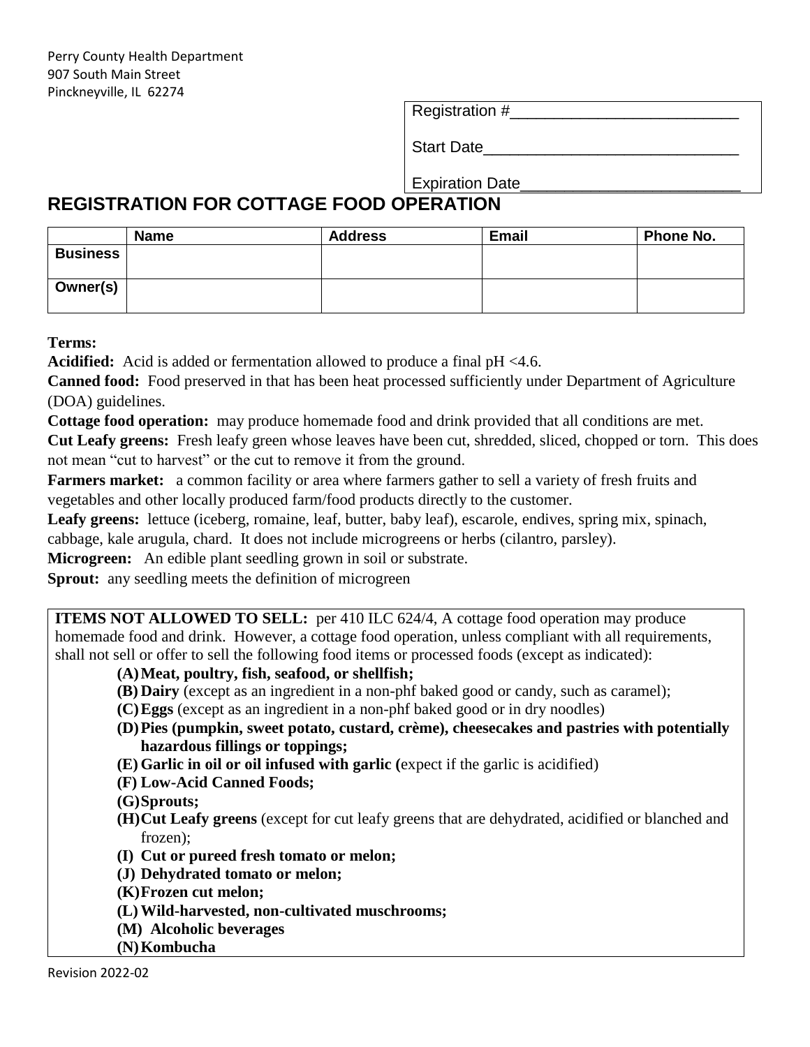Perry County Health Department
907 South Main Street
Pinckneyville, IL 62274

Registration #\_\_\_\_\_\_\_\_\_\_\_\_\_\_\_\_\_\_\_\_\_\_\_\_\_\_

Start Date\_\_\_\_\_\_\_\_\_\_\_\_\_\_\_\_\_\_\_\_\_\_\_\_\_\_\_\_\_\_

Expiration Date\_\_\_\_\_\_\_\_\_\_\_\_\_\_\_\_\_\_\_\_\_\_\_\_\_\_

# REGISTRATION FOR COTTAGE FOOD OPERATION

| | Name | Address | Email | Phone No. |
|---|---|---|---|---|
| **Business** | | | | |
| **Owner(s)** | | | | |

**Terms:**

**Acidified:** Acid is added or fermentation allowed to produce a final pH <4.6.

**Canned food:** Food preserved in that has been heat processed sufficiently under Department of Agriculture (DOA) guidelines.

**Cottage food operation:** may produce homemade food and drink provided that all conditions are met.

**Cut Leafy greens:** Fresh leafy green whose leaves have been cut, shredded, sliced, chopped or torn. This does not mean "cut to harvest" or the cut to remove it from the ground.

**Farmers market:** a common facility or area where farmers gather to sell a variety of fresh fruits and vegetables and other locally produced farm/food products directly to the customer.

**Leafy greens:** lettuce (iceberg, romaine, leaf, butter, baby leaf), escarole, endives, spring mix, spinach, cabbage, kale arugula, chard. It does not include microgreens or herbs (cilantro, parsley).

**Microgreen:** An edible plant seedling grown in soil or substrate.

**Sprout:** any seedling meets the definition of microgreen

**ITEMS NOT ALLOWED TO SELL:** per 410 ILC 624/4, A cottage food operation may produce homemade food and drink. However, a cottage food operation, unless compliant with all requirements, shall not sell or offer to sell the following food items or processed foods (except as indicated):

- **(A) Meat, poultry, fish, seafood, or shellfish;**
- **(B) Dairy** (except as an ingredient in a non-phf baked good or candy, such as caramel);
- **(C) Eggs** (except as an ingredient in a non-phf baked good or in dry noodles)
- **(D) Pies (pumpkin, sweet potato, custard, crème), cheesecakes and pastries with potentially hazardous fillings or toppings;**
- **(E) Garlic in oil or oil infused with garlic (**expect if the garlic is acidified)
- **(F) Low-Acid Canned Foods;**
- **(G) Sprouts;**
- **(H) Cut Leafy greens** (except for cut leafy greens that are dehydrated, acidified or blanched and frozen);
- **(I) Cut or pureed fresh tomato or melon;**
- **(J) Dehydrated tomato or melon;**
- **(K) Frozen cut melon;**
- **(L) Wild-harvested, non-cultivated muschrooms;**
- **(M) Alcoholic beverages**
- **(N) Kombucha**

Revision 2022-02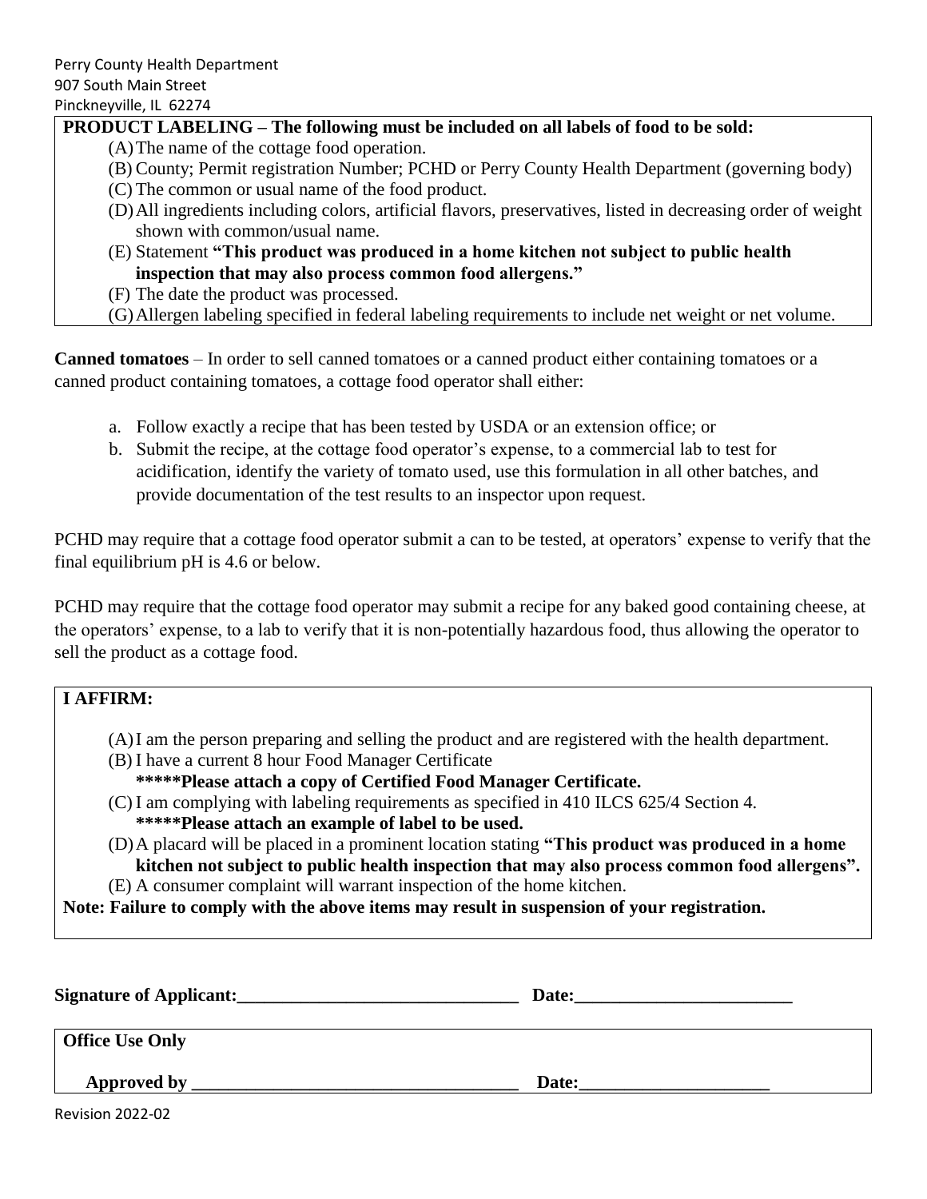Perry County Health Department
907 South Main Street
Pinckneyville, IL 62274

**PRODUCT LABELING – The following must be included on all labels of food to be sold:**

(A) The name of the cottage food operation.
(B) County; Permit registration Number; PCHD or Perry County Health Department (governing body)
(C) The common or usual name of the food product.
(D) All ingredients including colors, artificial flavors, preservatives, listed in decreasing order of weight shown with common/usual name.
(E) Statement **"This product was produced in a home kitchen not subject to public health inspection that may also process common food allergens."**
(F) The date the product was processed.
(G) Allergen labeling specified in federal labeling requirements to include net weight or net volume.

**Canned tomatoes** – In order to sell canned tomatoes or a canned product either containing tomatoes or a canned product containing tomatoes, a cottage food operator shall either:

a. Follow exactly a recipe that has been tested by USDA or an extension office; or
b. Submit the recipe, at the cottage food operator's expense, to a commercial lab to test for acidification, identify the variety of tomato used, use this formulation in all other batches, and provide documentation of the test results to an inspector upon request.

PCHD may require that a cottage food operator submit a can to be tested, at operators' expense to verify that the final equilibrium pH is 4.6 or below.

PCHD may require that the cottage food operator may submit a recipe for any baked good containing cheese, at the operators' expense, to a lab to verify that it is non-potentially hazardous food, thus allowing the operator to sell the product as a cottage food.

**I AFFIRM:**

(A) I am the person preparing and selling the product and are registered with the health department.
(B) I have a current 8 hour Food Manager Certificate
**\*\*\*\*\*Please attach a copy of Certified Food Manager Certificate.**
(C) I am complying with labeling requirements as specified in 410 ILCS 625/4 Section 4.
**\*\*\*\*\*Please attach an example of label to be used.**
(D) A placard will be placed in a prominent location stating **"This product was produced in a home kitchen not subject to public health inspection that may also process common food allergens".**
(E) A consumer complaint will warrant inspection of the home kitchen.

**Note: Failure to comply with the above items may result in suspension of your registration.**

**Signature of Applicant:**\_\_\_\_\_\_\_\_\_\_\_\_\_\_\_\_\_\_\_\_\_\_\_\_\_\_\_\_\_\_ **Date:**\_\_\_\_\_\_\_\_\_\_\_\_\_\_\_\_\_\_\_\_\_\_\_\_

**Office Use Only**

**Approved by** \_\_\_\_\_\_\_\_\_\_\_\_\_\_\_\_\_\_\_\_\_\_\_\_\_\_\_\_\_\_\_\_\_\_\_\_ **Date:**\_\_\_\_\_\_\_\_\_\_\_\_\_\_\_\_\_\_\_\_\_

Revision 2022-02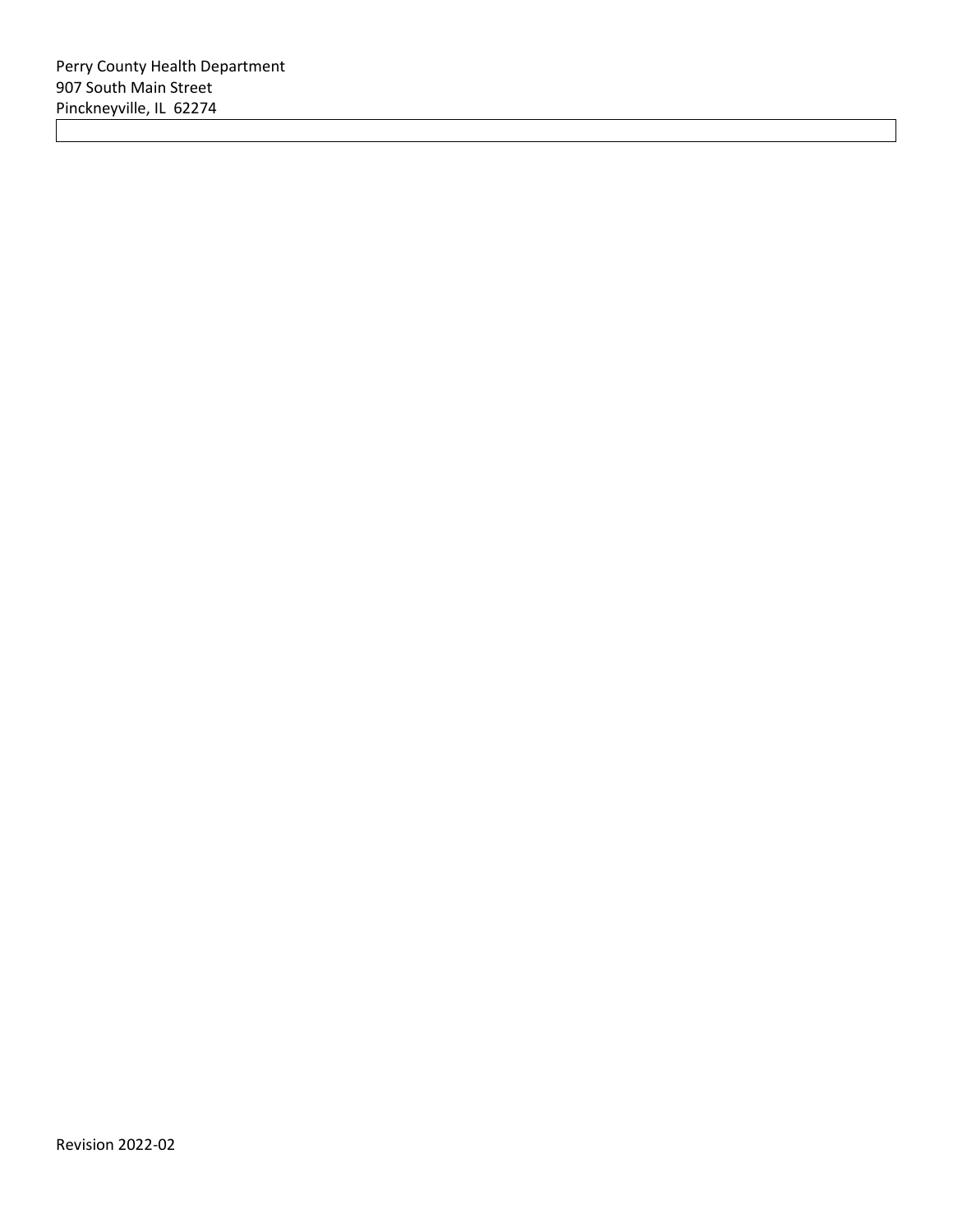Perry County Health Department
907 South Main Street
Pinckneyville, IL 62274